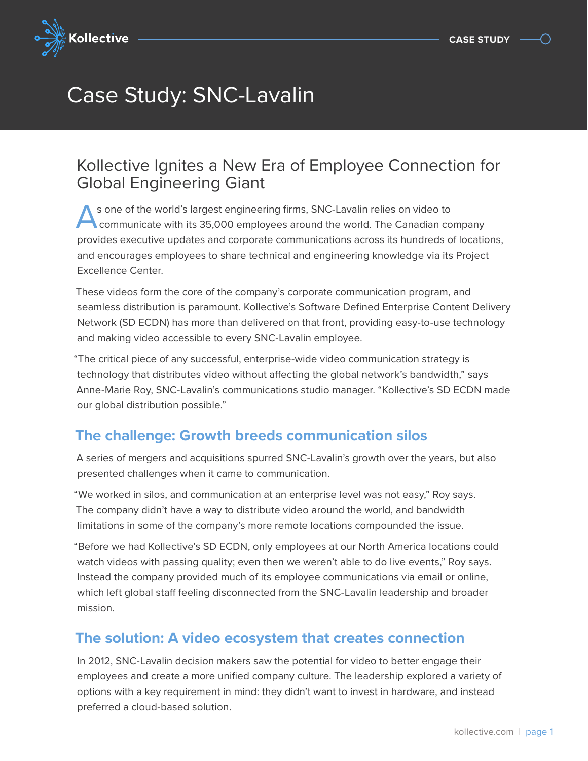Kollective — CASE STUDY

# Case Study: SNC-Lavalin

## Kollective Ignites a New Era of Employee Connection for Global Engineering Giant

As one of the world's largest engineering firms, SNC-Lavalin relies on video to communicate with its 35,000 employees around the world. The Canadian company provides executive updates and corporate communications across its hundreds of locations, and encourages employees to share technical and engineering knowledge via its Project Excellence Center.

These videos form the core of the company's corporate communication program, and seamless distribution is paramount. Kollective's Software Defined Enterprise Content Delivery Network (SD ECDN) has more than delivered on that front, providing easy-to-use technology and making video accessible to every SNC-Lavalin employee.

"The critical piece of any successful, enterprise-wide video communication strategy is technology that distributes video without affecting the global network's bandwidth," says Anne-Marie Roy, SNC-Lavalin's communications studio manager. "Kollective's SD ECDN made our global distribution possible."

### The challenge: Growth breeds communication silos

A series of mergers and acquisitions spurred SNC-Lavalin's growth over the years, but also presented challenges when it came to communication.

"We worked in silos, and communication at an enterprise level was not easy," Roy says. The company didn't have a way to distribute video around the world, and bandwidth limitations in some of the company's more remote locations compounded the issue.

"Before we had Kollective's SD ECDN, only employees at our North America locations could watch videos with passing quality; even then we weren't able to do live events," Roy says. Instead the company provided much of its employee communications via email or online, which left global staff feeling disconnected from the SNC-Lavalin leadership and broader mission.

### The solution: A video ecosystem that creates connection

In 2012, SNC-Lavalin decision makers saw the potential for video to better engage their employees and create a more unified company culture. The leadership explored a variety of options with a key requirement in mind: they didn't want to invest in hardware, and instead preferred a cloud-based solution.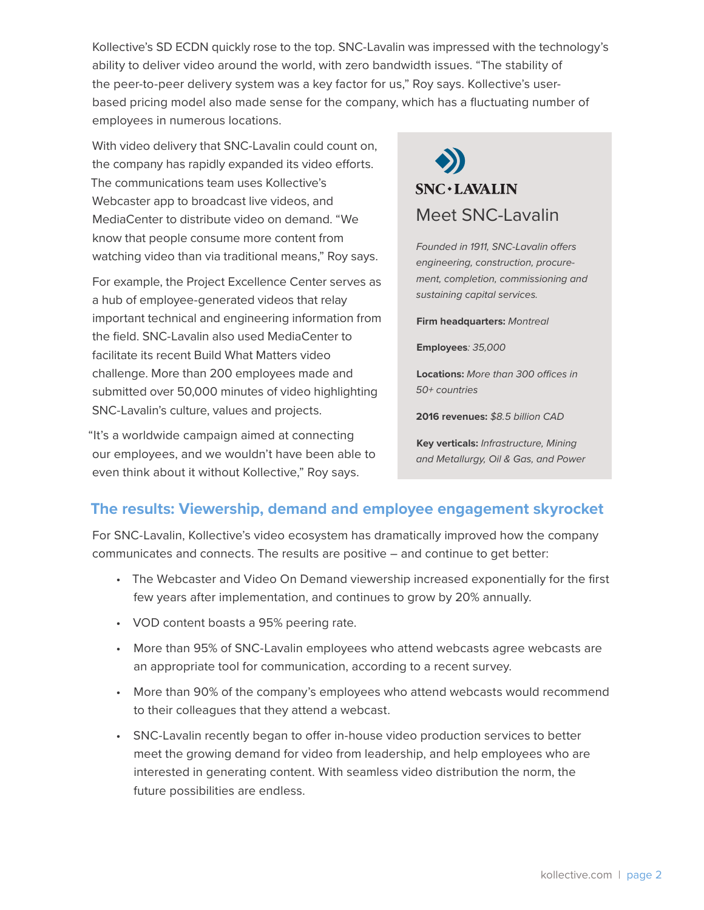Kollective's SD ECDN quickly rose to the top. SNC-Lavalin was impressed with the technology's ability to deliver video around the world, with zero bandwidth issues. "The stability of the peer-to-peer delivery system was a key factor for us," Roy says. Kollective's user-based pricing model also made sense for the company, which has a fluctuating number of employees in numerous locations.

With video delivery that SNC-Lavalin could count on, the company has rapidly expanded its video efforts. The communications team uses Kollective's Webcaster app to broadcast live videos, and MediaCenter to distribute video on demand. "We know that people consume more content from watching video than via traditional means," Roy says.

For example, the Project Excellence Center serves as a hub of employee-generated videos that relay important technical and engineering information from the field. SNC-Lavalin also used MediaCenter to facilitate its recent Build What Matters video challenge. More than 200 employees made and submitted over 50,000 minutes of video highlighting SNC-Lavalin's culture, values and projects.

"It's a worldwide campaign aimed at connecting our employees, and we wouldn't have been able to even think about it without Kollective," Roy says.

SNC • LAVALIN

### Meet SNC-Lavalin

*Founded in 1911, SNC-Lavalin offers engineering, construction, procurement, completion, commissioning and sustaining capital services.*

**Firm headquarters:** *Montreal*

**Employees**: *35,000*

**Locations:** *More than 300 offices in 50+ countries*

**2016 revenues:** *$8.5 billion CAD*

**Key verticals:** *Infrastructure, Mining and Metallurgy, Oil & Gas, and Power*

## The results: Viewership, demand and employee engagement skyrocket

For SNC-Lavalin, Kollective's video ecosystem has dramatically improved how the company communicates and connects. The results are positive – and continue to get better:

- The Webcaster and Video On Demand viewership increased exponentially for the first few years after implementation, and continues to grow by 20% annually.
- VOD content boasts a 95% peering rate.
- More than 95% of SNC-Lavalin employees who attend webcasts agree webcasts are an appropriate tool for communication, according to a recent survey.
- More than 90% of the company's employees who attend webcasts would recommend to their colleagues that they attend a webcast.
- SNC-Lavalin recently began to offer in-house video production services to better meet the growing demand for video from leadership, and help employees who are interested in generating content. With seamless video distribution the norm, the future possibilities are endless.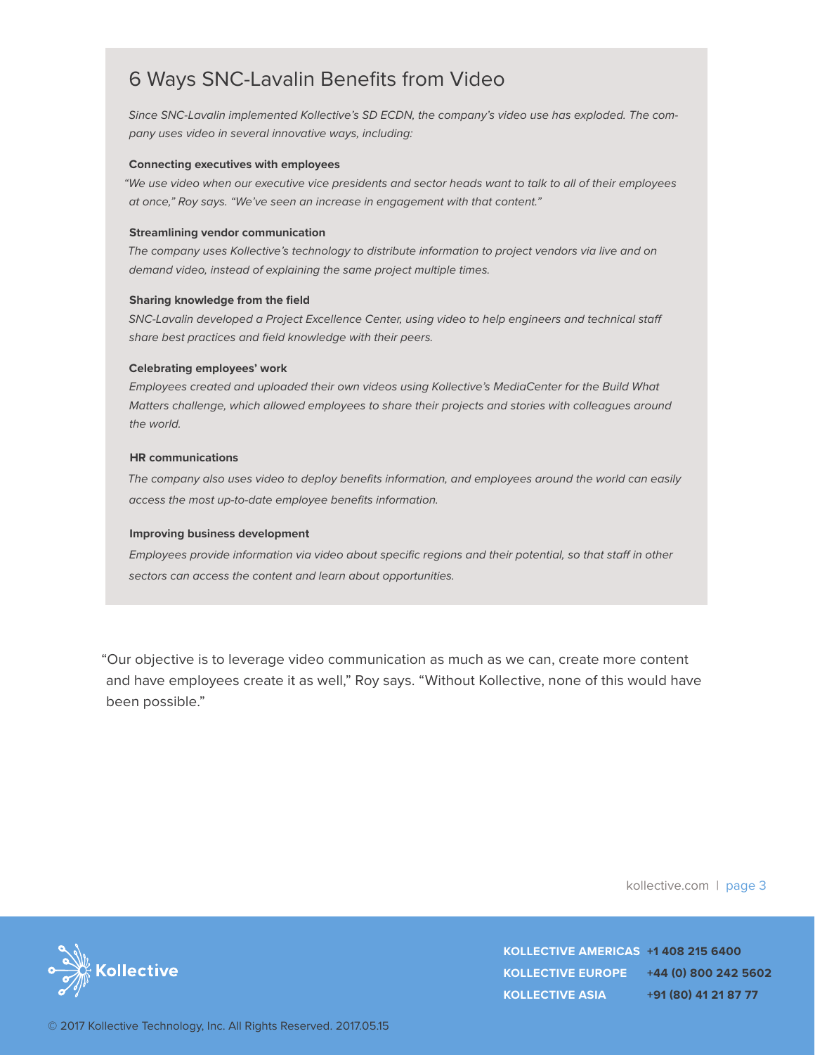## 6 Ways SNC-Lavalin Benefits from Video

*Since SNC-Lavalin implemented Kollective's SD ECDN, the company's video use has exploded. The company uses video in several innovative ways, including:*

**Connecting executives with employees**

*"We use video when our executive vice presidents and sector heads want to talk to all of their employees at once," Roy says. "We've seen an increase in engagement with that content."*

**Streamlining vendor communication**

*The company uses Kollective's technology to distribute information to project vendors via live and on demand video, instead of explaining the same project multiple times.*

**Sharing knowledge from the field**

*SNC-Lavalin developed a Project Excellence Center, using video to help engineers and technical staff share best practices and field knowledge with their peers.*

**Celebrating employees' work**

*Employees created and uploaded their own videos using Kollective's MediaCenter for the Build What Matters challenge, which allowed employees to share their projects and stories with colleagues around the world.*

**HR communications**

*The company also uses video to deploy benefits information, and employees around the world can easily access the most up-to-date employee benefits information.*

**Improving business development**

*Employees provide information via video about specific regions and their potential, so that staff in other sectors can access the content and learn about opportunities.*

"Our objective is to leverage video communication as much as we can, create more content and have employees create it as well," Roy says. "Without Kollective, none of this would have been possible."

Kollective

**KOLLECTIVE AMERICAS** +1 408 215 6400
**KOLLECTIVE EUROPE** +44 (0) 800 242 5602
**KOLLECTIVE ASIA** +91 (80) 41 21 87 77

© 2017 Kollective Technology, Inc. All Rights Reserved. 2017.05.15